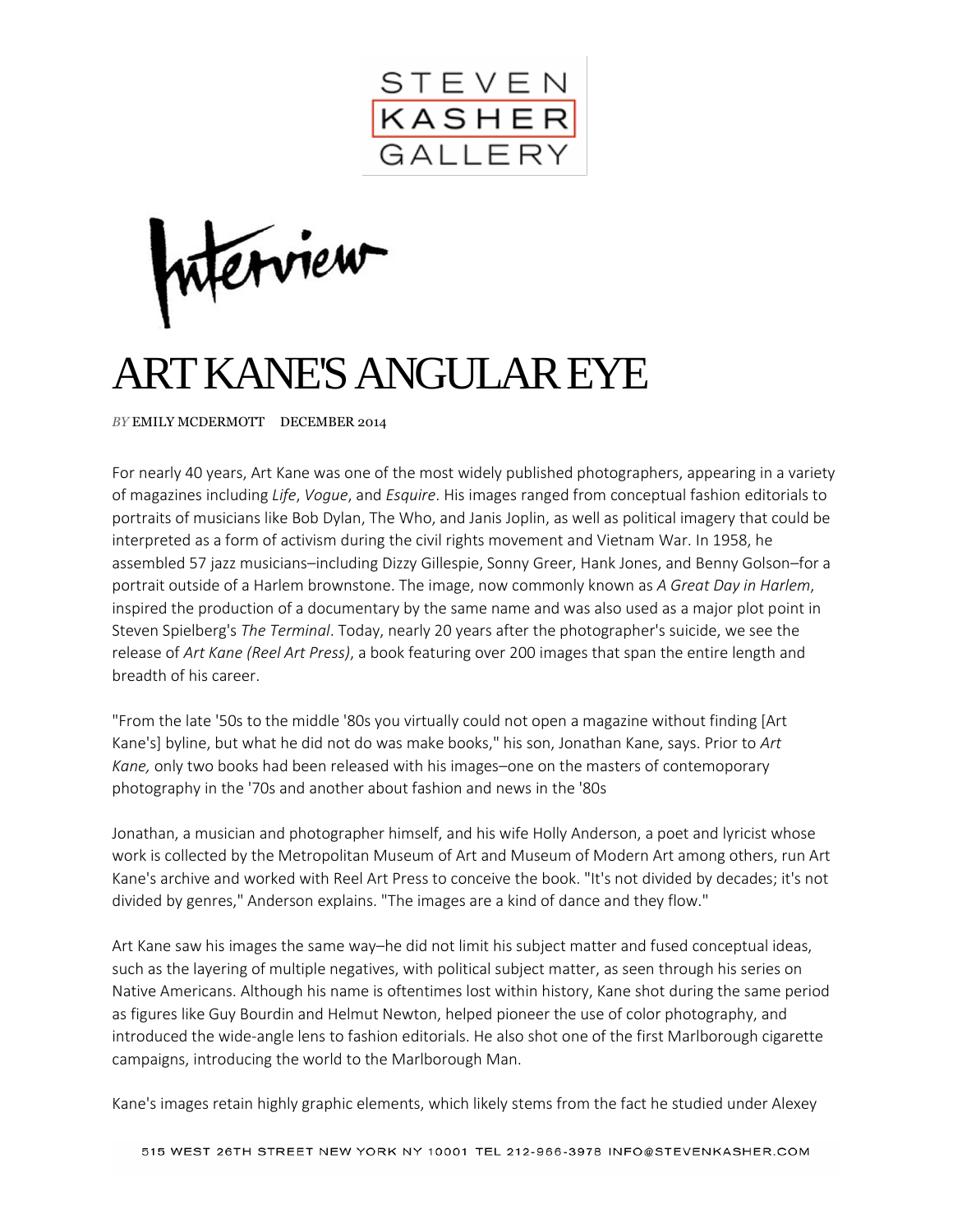# ART KANE'S ANGULAR EYE

*BY* EMILY MCDERMOTT DECEMBER 2014

For nearly 40 years, Art Kane was one of the most widely published photographers, appearing in a variety of magazines including *Life*, *Vogue*, and *Esquire*. His images ranged from conceptual fashion editorials to portraits of musicians like Bob Dylan, The Who, and Janis Joplin, as well as political imagery that could be interpreted as a form of activism during the civil rights movement and Vietnam War. In 1958, he assembled 57 jazz musicians–including Dizzy Gillespie, Sonny Greer, Hank Jones, and Benny Golson–for a portrait outside of a Harlem brownstone. The image, now commonly known as *A Great Day in Harlem*, inspired the production of a documentary by the same name and was also used as a major plot point in Steven Spielberg's *The Terminal*. Today, nearly 20 years after the photographer's suicide, we see the release of *Art Kane (Reel Art Press)*, a book featuring over 200 images that span the entire length and breadth of his career.

"From the late '50s to the middle '80s you virtually could not open a magazine without finding [Art Kane's] byline, but what he did not do was make books," his son, Jonathan Kane, says. Prior to *Art Kane,* only two books had been released with his images–one on the masters of contemoporary photography in the '70s and another about fashion and news in the '80s

Jonathan, a musician and photographer himself, and his wife Holly Anderson, a poet and lyricist whose work is collected by the Metropolitan Museum of Art and Museum of Modern Art among others, run Art Kane's archive and worked with Reel Art Press to conceive the book. "It's not divided by decades; it's not divided by genres," Anderson explains. "The images are a kind of dance and they flow."

Art Kane saw his images the same way–he did not limit his subject matter and fused conceptual ideas, such as the layering of multiple negatives, with political subject matter, as seen through his series on Native Americans. Although his name is oftentimes lost within history, Kane shot during the same period as figures like Guy Bourdin and Helmut Newton, helped pioneer the use of color photography, and introduced the wide-angle lens to fashion editorials. He also shot one of the first Marlborough cigarette campaigns, introducing the world to the Marlborough Man.

Kane's images retain highly graphic elements, which likely stems from the fact he studied under Alexey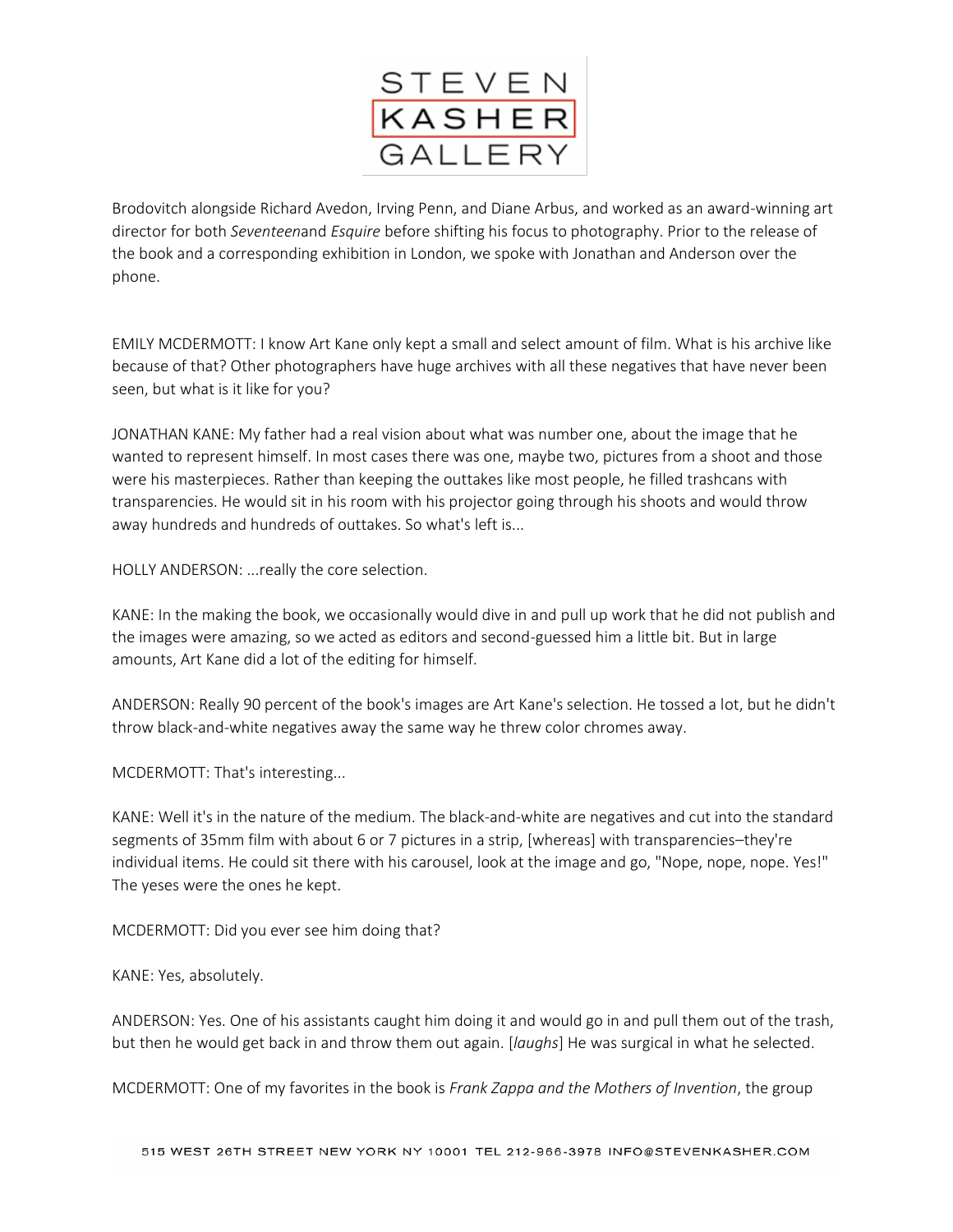Brodovitch alongside Richard Avedon, Irving Penn, and Diane Arbus, and worked as an award-winning art director for both *Seventeen*and *Esquire* before shifting his focus to photography. Prior to the release of the book and a corresponding exhibition in London, we spoke with Jonathan and Anderson over the phone.

EMILY MCDERMOTT: I know Art Kane only kept a small and select amount of film. What is his archive like because of that? Other photographers have huge archives with all these negatives that have never been seen, but what is it like for you?

JONATHAN KANE: My father had a real vision about what was number one, about the image that he wanted to represent himself. In most cases there was one, maybe two, pictures from a shoot and those were his masterpieces. Rather than keeping the outtakes like most people, he filled trashcans with transparencies. He would sit in his room with his projector going through his shoots and would throw away hundreds and hundreds of outtakes. So what's left is...

HOLLY ANDERSON: ...really the core selection.

KANE: In the making the book, we occasionally would dive in and pull up work that he did not publish and the images were amazing, so we acted as editors and second-guessed him a little bit. But in large amounts, Art Kane did a lot of the editing for himself.

ANDERSON: Really 90 percent of the book's images are Art Kane's selection. He tossed a lot, but he didn't throw black-and-white negatives away the same way he threw color chromes away.

MCDERMOTT: That's interesting...

KANE: Well it's in the nature of the medium. The black-and-white are negatives and cut into the standard segments of 35mm film with about 6 or 7 pictures in a strip, [whereas] with transparencies–they're individual items. He could sit there with his carousel, look at the image and go, "Nope, nope, nope. Yes!" The yeses were the ones he kept.

MCDERMOTT: Did you ever see him doing that?

KANE: Yes, absolutely.

ANDERSON: Yes. One of his assistants caught him doing it and would go in and pull them out of the trash, but then he would get back in and throw them out again. [*laughs*] He was surgical in what he selected.

MCDERMOTT: One of my favorites in the book is *Frank Zappa and the Mothers of Invention*, the group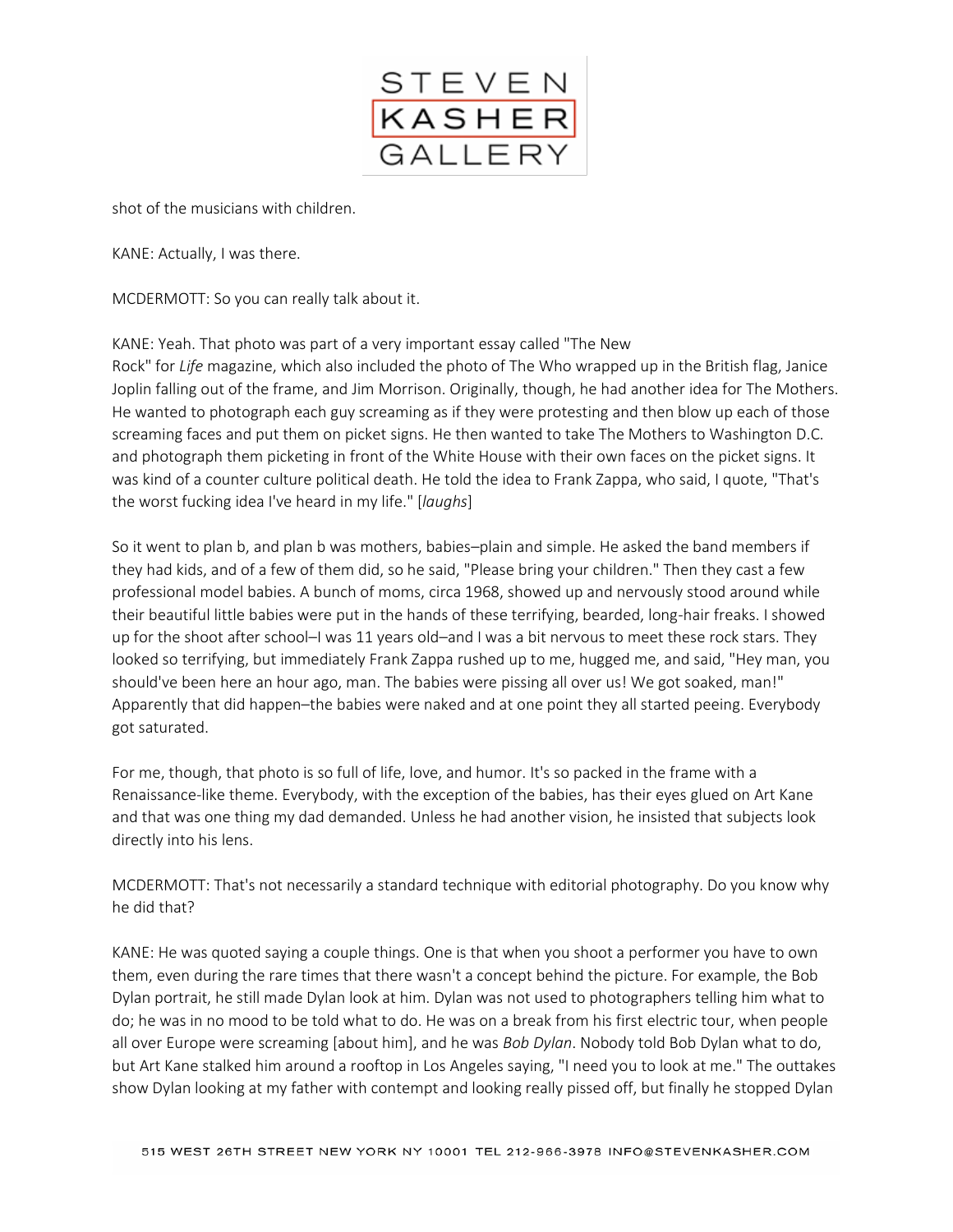shot of the musicians with children.

KANE: Actually, I was there.

MCDERMOTT: So you can really talk about it.

KANE: Yeah. That photo was part of a very important essay called "The New Rock" for *Life* magazine, which also included the photo of The Who wrapped up in the British flag, Janice Joplin falling out of the frame, and Jim Morrison. Originally, though, he had another idea for The Mothers. He wanted to photograph each guy screaming as if they were protesting and then blow up each of those screaming faces and put them on picket signs. He then wanted to take The Mothers to Washington D.C. and photograph them picketing in front of the White House with their own faces on the picket signs. It was kind of a counter culture political death. He told the idea to Frank Zappa, who said, I quote, "That's the worst fucking idea I've heard in my life." [*laughs*]

So it went to plan b, and plan b was mothers, babies–plain and simple. He asked the band members if they had kids, and of a few of them did, so he said, "Please bring your children." Then they cast a few professional model babies. A bunch of moms, circa 1968, showed up and nervously stood around while their beautiful little babies were put in the hands of these terrifying, bearded, long-hair freaks. I showed up for the shoot after school–I was 11 years old–and I was a bit nervous to meet these rock stars. They looked so terrifying, but immediately Frank Zappa rushed up to me, hugged me, and said, "Hey man, you should've been here an hour ago, man. The babies were pissing all over us! We got soaked, man!" Apparently that did happen–the babies were naked and at one point they all started peeing. Everybody got saturated.

For me, though, that photo is so full of life, love, and humor. It's so packed in the frame with a Renaissance-like theme. Everybody, with the exception of the babies, has their eyes glued on Art Kane and that was one thing my dad demanded. Unless he had another vision, he insisted that subjects look directly into his lens.

MCDERMOTT: That's not necessarily a standard technique with editorial photography. Do you know why he did that?

KANE: He was quoted saying a couple things. One is that when you shoot a performer you have to own them, even during the rare times that there wasn't a concept behind the picture. For example, the Bob Dylan portrait, he still made Dylan look at him. Dylan was not used to photographers telling him what to do; he was in no mood to be told what to do. He was on a break from his first electric tour, when people all over Europe were screaming [about him], and he was *Bob Dylan*. Nobody told Bob Dylan what to do, but Art Kane stalked him around a rooftop in Los Angeles saying, "I need you to look at me." The outtakes show Dylan looking at my father with contempt and looking really pissed off, but finally he stopped Dylan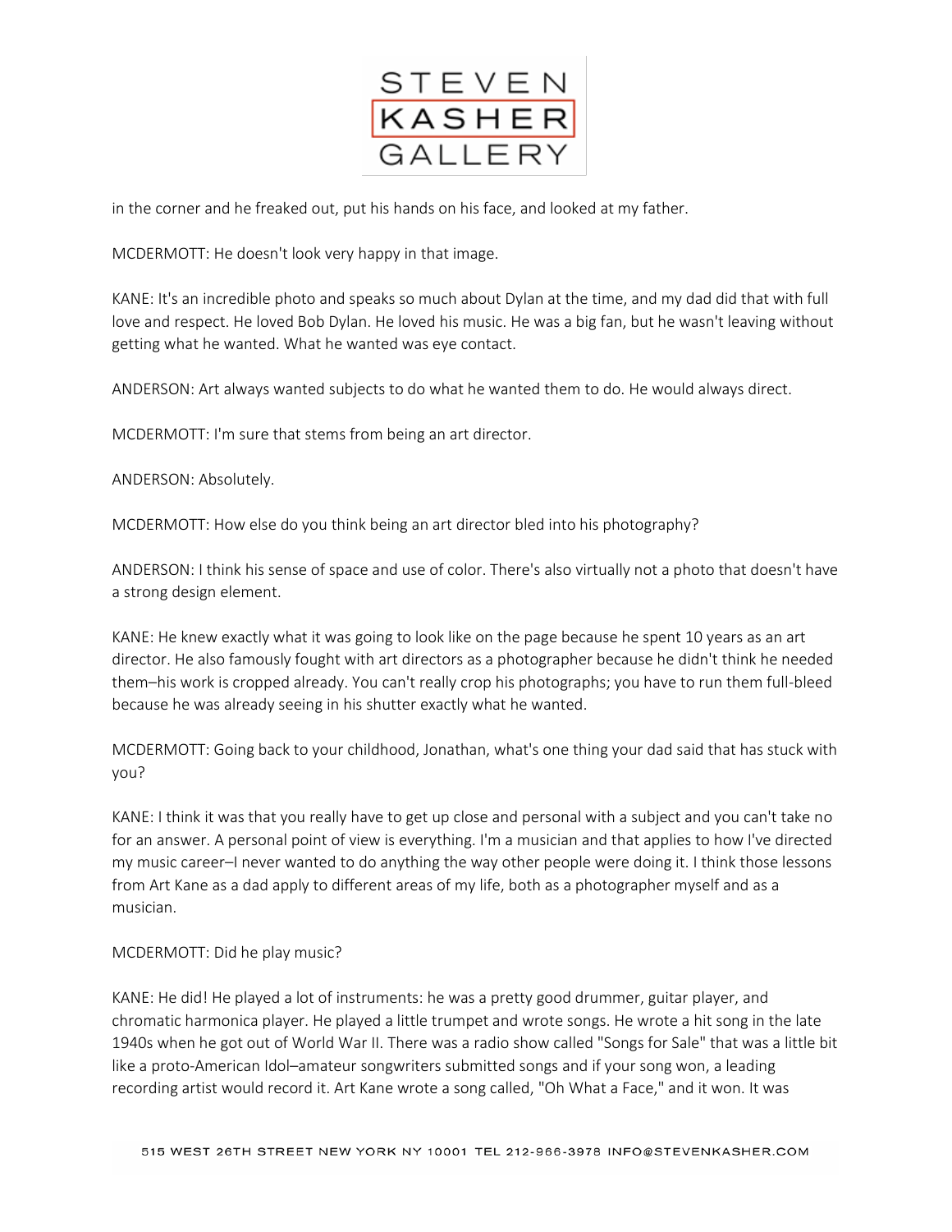in the corner and he freaked out, put his hands on his face, and looked at my father.

MCDERMOTT: He doesn't look very happy in that image.

KANE: It's an incredible photo and speaks so much about Dylan at the time, and my dad did that with full love and respect. He loved Bob Dylan. He loved his music. He was a big fan, but he wasn't leaving without getting what he wanted. What he wanted was eye contact.

ANDERSON: Art always wanted subjects to do what he wanted them to do. He would always direct.

MCDERMOTT: I'm sure that stems from being an art director.

ANDERSON: Absolutely.

MCDERMOTT: How else do you think being an art director bled into his photography?

ANDERSON: I think his sense of space and use of color. There's also virtually not a photo that doesn't have a strong design element.

KANE: He knew exactly what it was going to look like on the page because he spent 10 years as an art director. He also famously fought with art directors as a photographer because he didn't think he needed them–his work is cropped already. You can't really crop his photographs; you have to run them full-bleed because he was already seeing in his shutter exactly what he wanted.

MCDERMOTT: Going back to your childhood, Jonathan, what's one thing your dad said that has stuck with you?

KANE: I think it was that you really have to get up close and personal with a subject and you can't take no for an answer. A personal point of view is everything. I'm a musician and that applies to how I've directed my music career–I never wanted to do anything the way other people were doing it. I think those lessons from Art Kane as a dad apply to different areas of my life, both as a photographer myself and as a musician.

MCDERMOTT: Did he play music?

KANE: He did! He played a lot of instruments: he was a pretty good drummer, guitar player, and chromatic harmonica player. He played a little trumpet and wrote songs. He wrote a hit song in the late 1940s when he got out of World War II. There was a radio show called "Songs for Sale" that was a little bit like a proto-American Idol–amateur songwriters submitted songs and if your song won, a leading recording artist would record it. Art Kane wrote a song called, "Oh What a Face," and it won. It was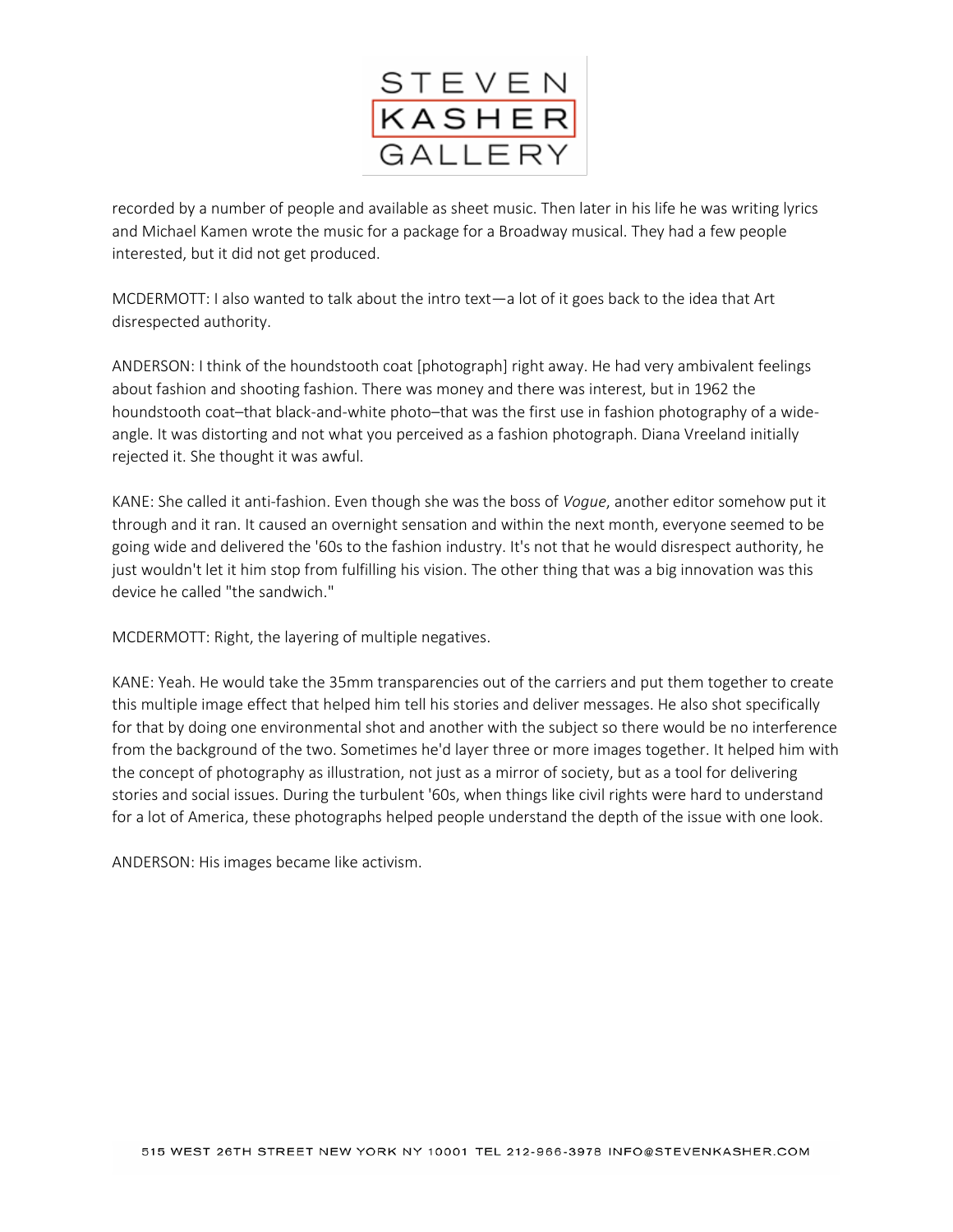recorded by a number of people and available as sheet music. Then later in his life he was writing lyrics and Michael Kamen wrote the music for a package for a Broadway musical. They had a few people interested, but it did not get produced.

MCDERMOTT: I also wanted to talk about the intro text—a lot of it goes back to the idea that Art disrespected authority.

ANDERSON: I think of the houndstooth coat [photograph] right away. He had very ambivalent feelings about fashion and shooting fashion. There was money and there was interest, but in 1962 the houndstooth coat–that black-and-white photo–that was the first use in fashion photography of a wide-angle. It was distorting and not what you perceived as a fashion photograph. Diana Vreeland initially rejected it. She thought it was awful.

KANE: She called it anti-fashion. Even though she was the boss of *Vogue*, another editor somehow put it through and it ran. It caused an overnight sensation and within the next month, everyone seemed to be going wide and delivered the '60s to the fashion industry. It's not that he would disrespect authority, he just wouldn't let it him stop from fulfilling his vision. The other thing that was a big innovation was this device he called "the sandwich."

MCDERMOTT: Right, the layering of multiple negatives.

KANE: Yeah. He would take the 35mm transparencies out of the carriers and put them together to create this multiple image effect that helped him tell his stories and deliver messages. He also shot specifically for that by doing one environmental shot and another with the subject so there would be no interference from the background of the two. Sometimes he'd layer three or more images together. It helped him with the concept of photography as illustration, not just as a mirror of society, but as a tool for delivering stories and social issues. During the turbulent '60s, when things like civil rights were hard to understand for a lot of America, these photographs helped people understand the depth of the issue with one look.

ANDERSON: His images became like activism.